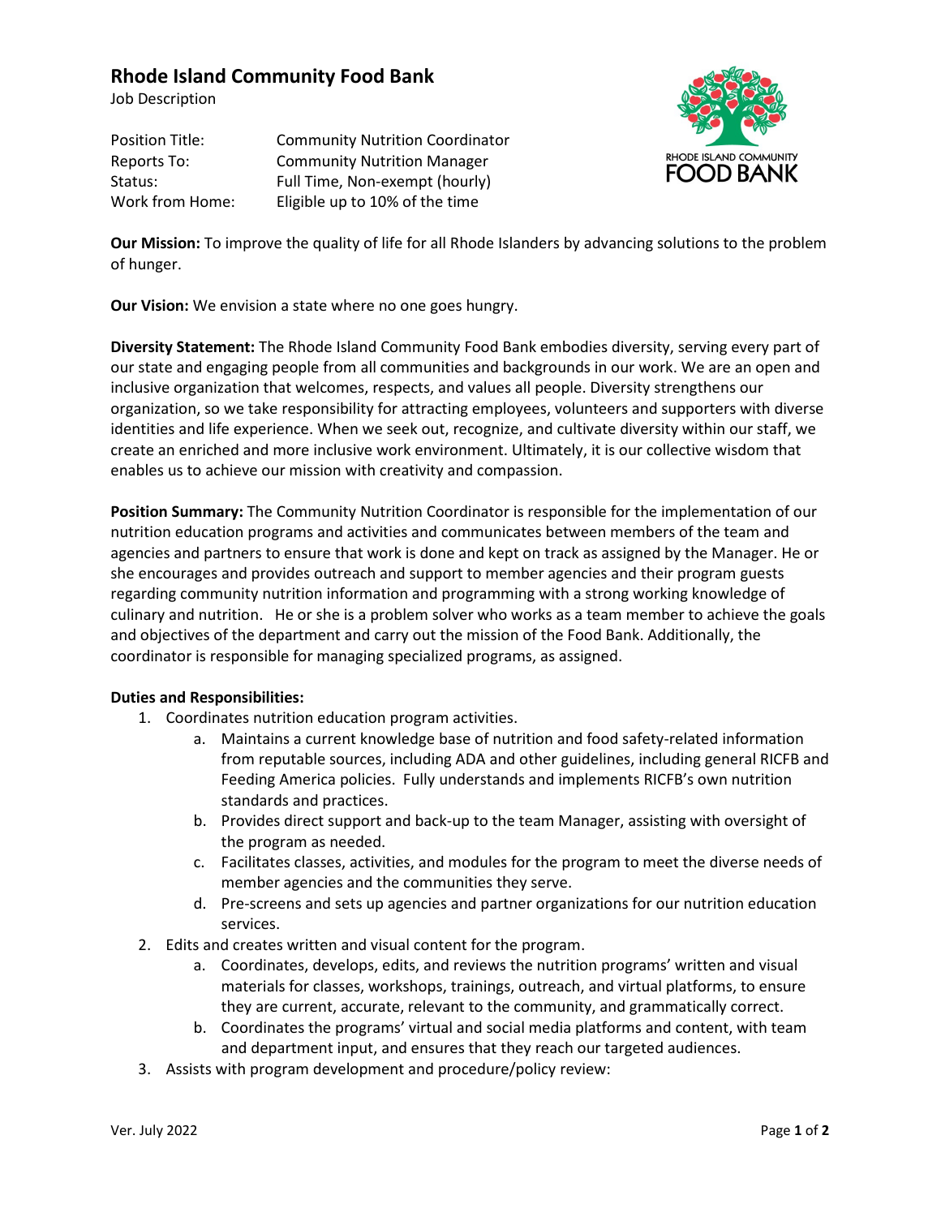# Rhode Island Community Food Bank

Job Description

| | |
|---|---|
| Position Title: | Community Nutrition Coordinator |
| Reports To: | Community Nutrition Manager |
| Status: | Full Time, Non-exempt (hourly) |
| Work from Home: | Eligible up to 10% of the time |

**Our Mission:** To improve the quality of life for all Rhode Islanders by advancing solutions to the problem of hunger.

**Our Vision:** We envision a state where no one goes hungry.

**Diversity Statement:** The Rhode Island Community Food Bank embodies diversity, serving every part of our state and engaging people from all communities and backgrounds in our work. We are an open and inclusive organization that welcomes, respects, and values all people. Diversity strengthens our organization, so we take responsibility for attracting employees, volunteers and supporters with diverse identities and life experience. When we seek out, recognize, and cultivate diversity within our staff, we create an enriched and more inclusive work environment. Ultimately, it is our collective wisdom that enables us to achieve our mission with creativity and compassion.

**Position Summary:** The Community Nutrition Coordinator is responsible for the implementation of our nutrition education programs and activities and communicates between members of the team and agencies and partners to ensure that work is done and kept on track as assigned by the Manager. He or she encourages and provides outreach and support to member agencies and their program guests regarding community nutrition information and programming with a strong working knowledge of culinary and nutrition. He or she is a problem solver who works as a team member to achieve the goals and objectives of the department and carry out the mission of the Food Bank. Additionally, the coordinator is responsible for managing specialized programs, as assigned.

**Duties and Responsibilities:**

1. Coordinates nutrition education program activities.
    a. Maintains a current knowledge base of nutrition and food safety-related information from reputable sources, including ADA and other guidelines, including general RICFB and Feeding America policies. Fully understands and implements RICFB's own nutrition standards and practices.
    b. Provides direct support and back-up to the team Manager, assisting with oversight of the program as needed.
    c. Facilitates classes, activities, and modules for the program to meet the diverse needs of member agencies and the communities they serve.
    d. Pre-screens and sets up agencies and partner organizations for our nutrition education services.
2. Edits and creates written and visual content for the program.
    a. Coordinates, develops, edits, and reviews the nutrition programs' written and visual materials for classes, workshops, trainings, outreach, and virtual platforms, to ensure they are current, accurate, relevant to the community, and grammatically correct.
    b. Coordinates the programs' virtual and social media platforms and content, with team and department input, and ensures that they reach our targeted audiences.
3. Assists with program development and procedure/policy review:

Ver. July 2022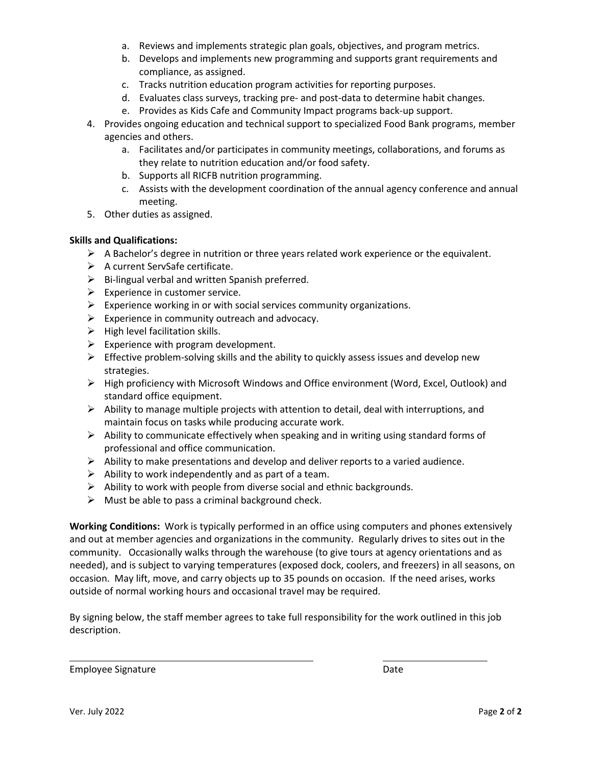a. Reviews and implements strategic plan goals, objectives, and program metrics.
   b. Develops and implements new programming and supports grant requirements and compliance, as assigned.
   c. Tracks nutrition education program activities for reporting purposes.
   d. Evaluates class surveys, tracking pre- and post-data to determine habit changes.
   e. Provides as Kids Cafe and Community Impact programs back-up support.
4. Provides ongoing education and technical support to specialized Food Bank programs, member agencies and others.
   a. Facilitates and/or participates in community meetings, collaborations, and forums as they relate to nutrition education and/or food safety.
   b. Supports all RICFB nutrition programming.
   c. Assists with the development coordination of the annual agency conference and annual meeting.
5. Other duties as assigned.

**Skills and Qualifications:**

- A Bachelor's degree in nutrition or three years related work experience or the equivalent.
- A current ServSafe certificate.
- Bi-lingual verbal and written Spanish preferred.
- Experience in customer service.
- Experience working in or with social services community organizations.
- Experience in community outreach and advocacy.
- High level facilitation skills.
- Experience with program development.
- Effective problem-solving skills and the ability to quickly assess issues and develop new strategies.
- High proficiency with Microsoft Windows and Office environment (Word, Excel, Outlook) and standard office equipment.
- Ability to manage multiple projects with attention to detail, deal with interruptions, and maintain focus on tasks while producing accurate work.
- Ability to communicate effectively when speaking and in writing using standard forms of professional and office communication.
- Ability to make presentations and develop and deliver reports to a varied audience.
- Ability to work independently and as part of a team.
- Ability to work with people from diverse social and ethnic backgrounds.
- Must be able to pass a criminal background check.

**Working Conditions:** Work is typically performed in an office using computers and phones extensively and out at member agencies and organizations in the community. Regularly drives to sites out in the community. Occasionally walks through the warehouse (to give tours at agency orientations and as needed), and is subject to varying temperatures (exposed dock, coolers, and freezers) in all seasons, on occasion. May lift, move, and carry objects up to 35 pounds on occasion. If the need arises, works outside of normal working hours and occasional travel may be required.

By signing below, the staff member agrees to take full responsibility for the work outlined in this job description.

\_\_\_\_\_\_\_\_\_\_\_\_\_\_\_\_\_\_\_\_\_\_\_\_\_\_\_\_\_\_\_\_\_\_\_\_\_\_\_\_ \_\_\_\_\_\_\_\_\_\_\_\_\_\_\_\_\_\_\_\_

Employee Signature Date

Ver. July 2022